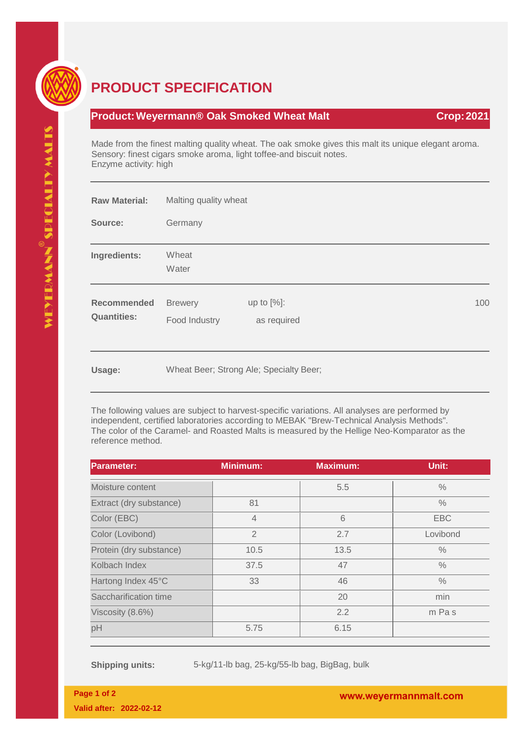# PRODUCT SPECIFICATION

**Product: Weyermann® Oak Smoked Wheat Malt** **Crop: 2021**

Made from the finest malting quality wheat. The oak smoke gives this malt its unique elegant aroma.
Sensory: finest cigars smoke aroma, light toffee-and biscuit notes.
Enzyme activity: high

**Raw Material:** Malting quality wheat

**Source:** Germany

**Ingredients:** Wheat
Water

**Recommended Quantities:**

| | | |
|---|---|---|
| Brewery | up to [%]: | 100 |
| Food Industry | as required | |

**Usage:** Wheat Beer; Strong Ale; Specialty Beer;

The following values are subject to harvest-specific variations. All analyses are performed by independent, certified laboratories according to MEBAK "Brew-Technical Analysis Methods". The color of the Caramel- and Roasted Malts is measured by the Hellige Neo-Komparator as the reference method.

| Parameter: | Minimum: | Maximum: | Unit: |
|---|---|---|---|
| Moisture content | | 5.5 | % |
| Extract (dry substance) | 81 | | % |
| Color (EBC) | 4 | 6 | EBC |
| Color (Lovibond) | 2 | 2.7 | Lovibond |
| Protein (dry substance) | 10.5 | 13.5 | % |
| Kolbach Index | 37.5 | 47 | % |
| Hartong Index 45°C | 33 | 46 | % |
| Saccharification time | | 20 | min |
| Viscosity (8.6%) | | 2.2 | m Pa s |
| pH | 5.75 | 6.15 | |

**Shipping units:** 5-kg/11-lb bag, 25-kg/55-lb bag, BigBag, bulk

**Valid after: 2022-02-12**

www.weyermannmalt.com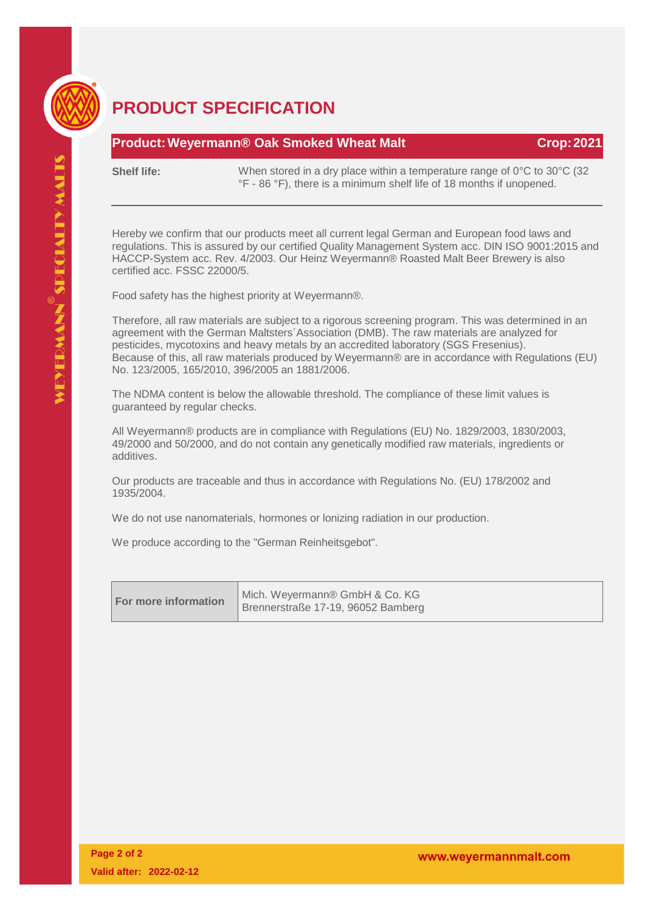# PRODUCT SPECIFICATION

| **Product: Weyermann® Oak Smoked Wheat Malt** | **Crop: 2021** |
|---|---|

**Shelf life:** When stored in a dry place within a temperature range of 0°C to 30°C (32 °F - 86 °F), there is a minimum shelf life of 18 months if unopened.

---

Hereby we confirm that our products meet all current legal German and European food laws and regulations. This is assured by our certified Quality Management System acc. DIN ISO 9001:2015 and HACCP-System acc. Rev. 4/2003. Our Heinz Weyermann® Roasted Malt Beer Brewery is also certified acc. FSSC 22000/5.

Food safety has the highest priority at Weyermann®.

Therefore, all raw materials are subject to a rigorous screening program. This was determined in an agreement with the German Maltsters´Association (DMB). The raw materials are analyzed for pesticides, mycotoxins and heavy metals by an accredited laboratory (SGS Fresenius).
Because of this, all raw materials produced by Weyermann® are in accordance with Regulations (EU) No. 123/2005, 165/2010, 396/2005 an 1881/2006.

The NDMA content is below the allowable threshold. The compliance of these limit values is guaranteed by regular checks.

All Weyermann® products are in compliance with Regulations (EU) No. 1829/2003, 1830/2003, 49/2000 and 50/2000, and do not contain any genetically modified raw materials, ingredients or additives.

Our products are traceable and thus in accordance with Regulations No. (EU) 178/2002 and 1935/2004.

We do not use nanomaterials, hormones or Ionizing radiation in our production.

We produce according to the "German Reinheitsgebot".

| | |
|---|---|
| **For more information** | Mich. Weyermann® GmbH & Co. KG<br>Brennerstraße 17-19, 96052 Bamberg |

**Valid after: 2022-02-12**

**www.weyermannmalt.com**